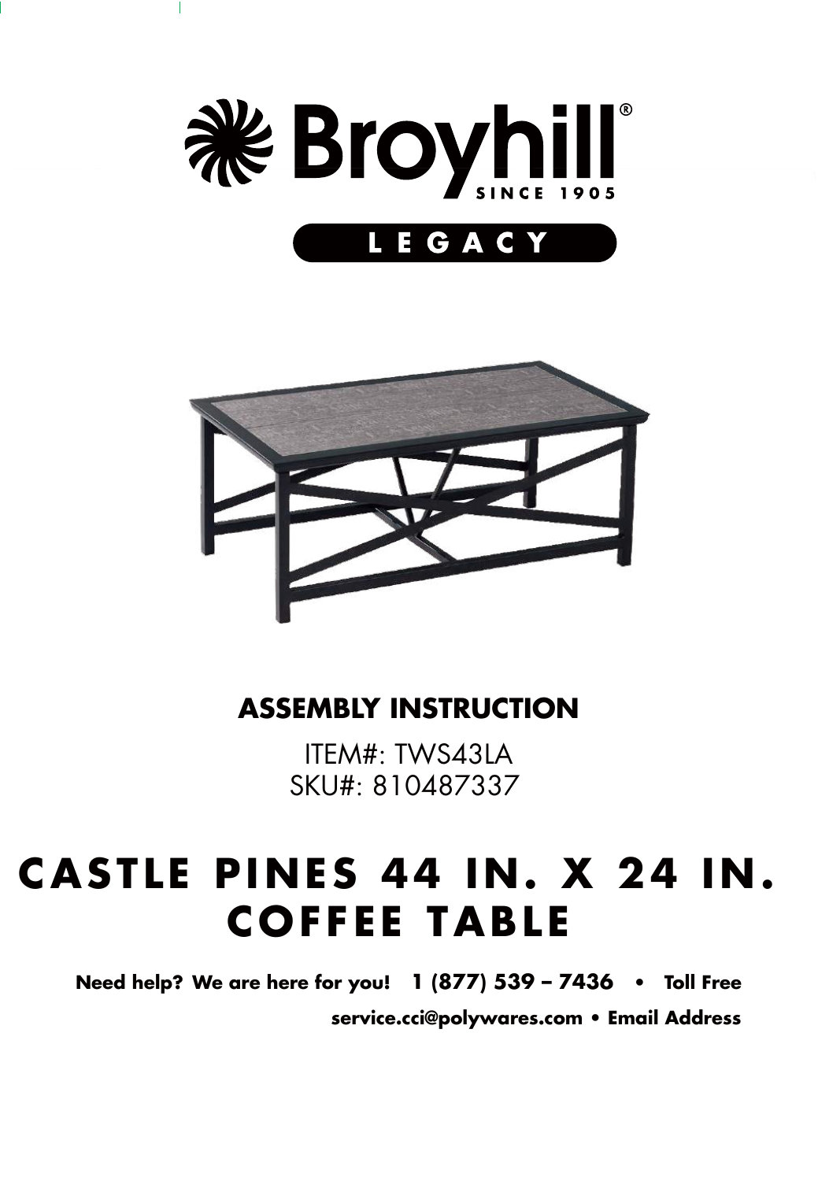Broyhill®

SINCE 1905

LEGACY

## ASSEMBLY INSTRUCTION

ITEM#: TWS43LA
SKU#: 810487337

# CASTLE PINES 44 IN. X 24 IN. COFFEE TABLE

**Need help? We are here for you! 1 (877) 539 – 7436 • Toll Free**

**service.cci@polywares.com • Email Address**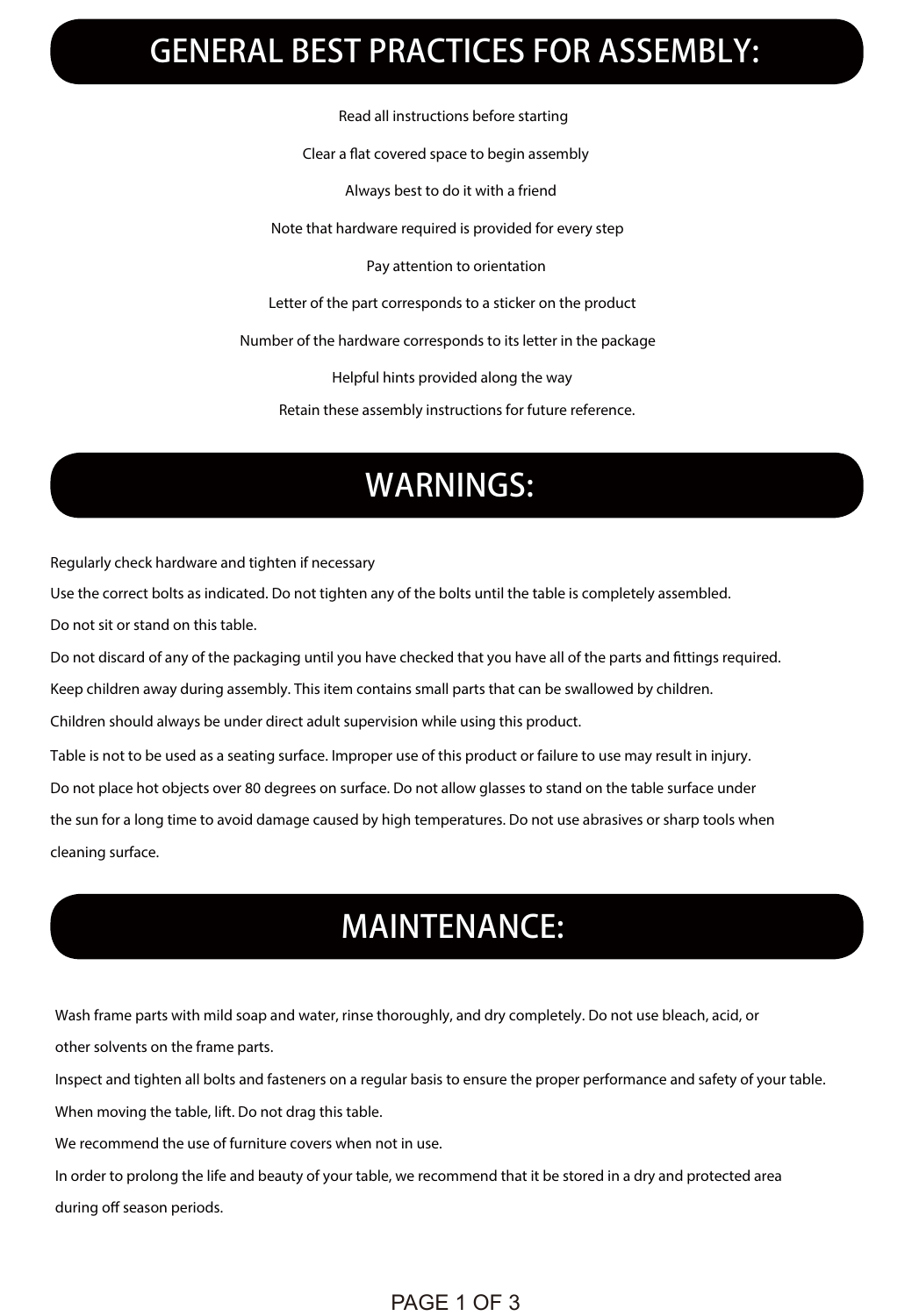## GENERAL BEST PRACTICES FOR ASSEMBLY:

Read all instructions before starting

Clear a flat covered space to begin assembly

Always best to do it with a friend

Note that hardware required is provided for every step

Pay attention to orientation

Letter of the part corresponds to a sticker on the product

Number of the hardware corresponds to its letter in the package

Helpful hints provided along the way

Retain these assembly instructions for future reference.

## WARNINGS:

Regularly check hardware and tighten if necessary

Use the correct bolts as indicated. Do not tighten any of the bolts until the table is completely assembled.

Do not sit or stand on this table.

Do not discard of any of the packaging until you have checked that you have all of the parts and fittings required.

Keep children away during assembly. This item contains small parts that can be swallowed by children.

Children should always be under direct adult supervision while using this product.

Table is not to be used as a seating surface. Improper use of this product or failure to use may result in injury.

Do not place hot objects over 80 degrees on surface. Do not allow glasses to stand on the table surface under the sun for a long time to avoid damage caused by high temperatures. Do not use abrasives or sharp tools when cleaning surface.

## MAINTENANCE:

Wash frame parts with mild soap and water, rinse thoroughly, and dry completely. Do not use bleach, acid, or other solvents on the frame parts.

Inspect and tighten all bolts and fasteners on a regular basis to ensure the proper performance and safety of your table.

When moving the table, lift. Do not drag this table.

We recommend the use of furniture covers when not in use.

In order to prolong the life and beauty of your table, we recommend that it be stored in a dry and protected area during off season periods.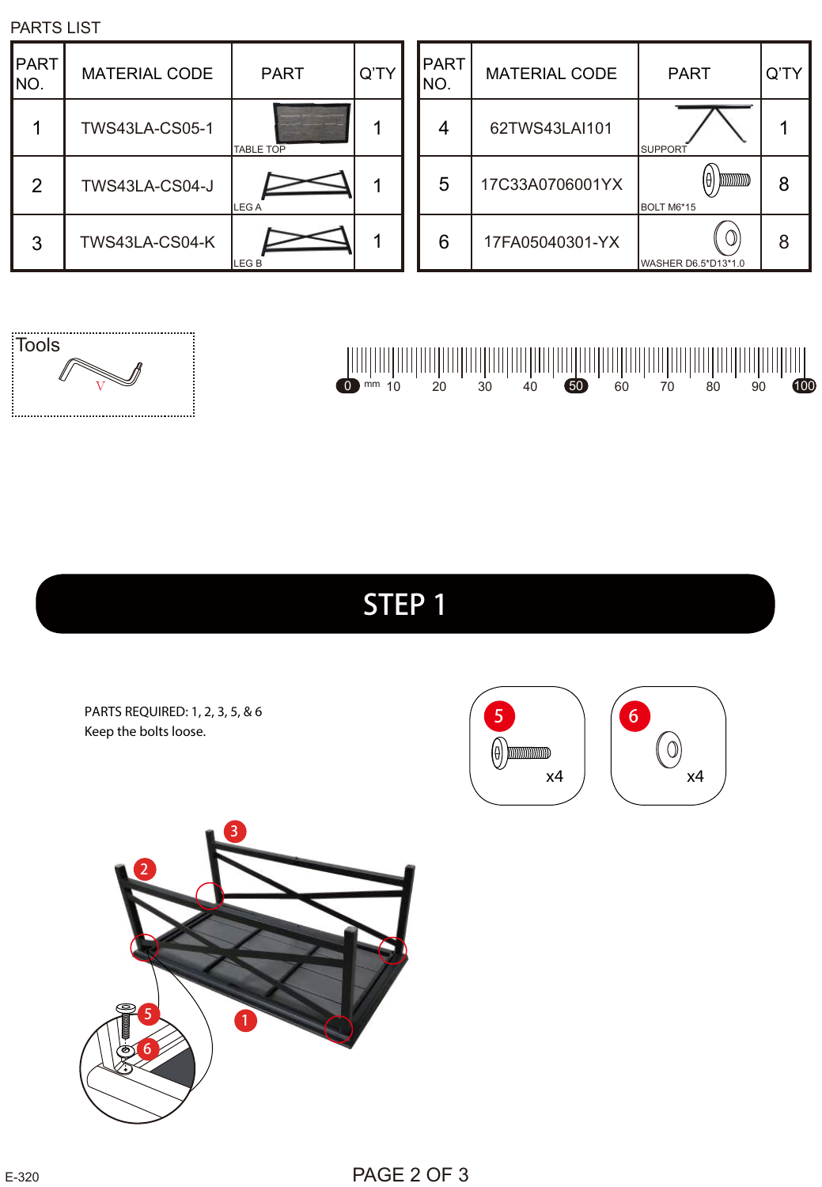PARTS LIST

| PART NO. | MATERIAL CODE | PART | Q'TY |
|---|---|---|---|
| 1 | TWS43LA-CS05-1 | TABLE TOP | 1 |
| 2 | TWS43LA-CS04-J | LEG A | 1 |
| 3 | TWS43LA-CS04-K | LEG B | 1 |
| 4 | 62TWS43LAI101 | SUPPORT | 1 |
| 5 | 17C33A0706001YX | BOLT M6*15 | 8 |
| 6 | 17FA05040301-YX | WASHER D6.5*D13*1.0 | 8 |

Tools

V

0 mm 10 20 30 40 50 60 70 80 90 100

# STEP 1

PARTS REQUIRED: 1, 2, 3, 5, & 6

Keep the bolts loose.

5 x4

6 x4

3

2

5

6

1

E-320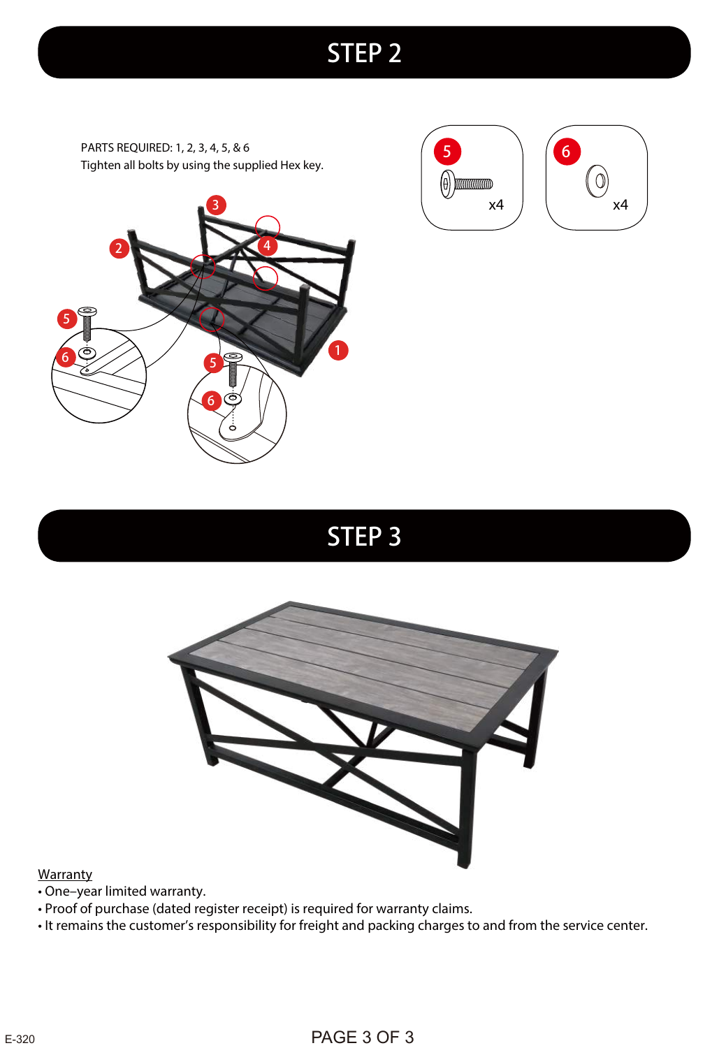# STEP 2

PARTS REQUIRED: 1, 2, 3, 4, 5, & 6

Tighten all bolts by using the supplied Hex key.

5 x4

6 x4

# STEP 3

Warranty

- One–year limited warranty.
- Proof of purchase (dated register receipt) is required for warranty claims.
- It remains the customer's responsibility for freight and packing charges to and from the service center.

E-320